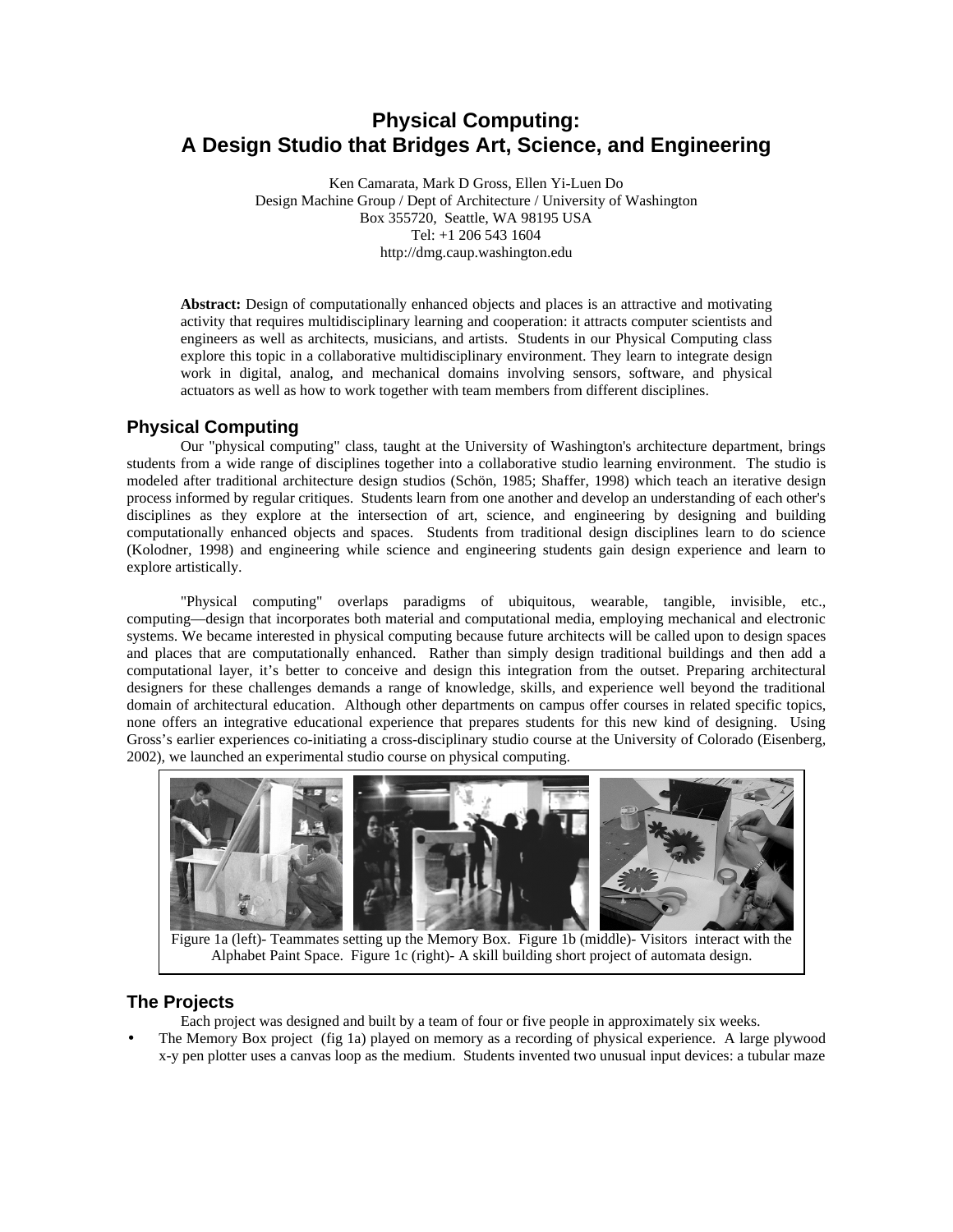# Physical Computing: A Design Studio that Bridges Art, Science, and Engineering

Ken Camarata, Mark D Gross, Ellen Yi-Luen Do
Design Machine Group / Dept of Architecture / University of Washington
Box 355720, Seattle, WA 98195 USA
Tel: +1 206 543 1604
http://dmg.caup.washington.edu

**Abstract:** Design of computationally enhanced objects and places is an attractive and motivating activity that requires multidisciplinary learning and cooperation: it attracts computer scientists and engineers as well as architects, musicians, and artists. Students in our Physical Computing class explore this topic in a collaborative multidisciplinary environment. They learn to integrate design work in digital, analog, and mechanical domains involving sensors, software, and physical actuators as well as how to work together with team members from different disciplines.

## Physical Computing

Our "physical computing" class, taught at the University of Washington's architecture department, brings students from a wide range of disciplines together into a collaborative studio learning environment. The studio is modeled after traditional architecture design studios (Schön, 1985; Shaffer, 1998) which teach an iterative design process informed by regular critiques. Students learn from one another and develop an understanding of each other's disciplines as they explore at the intersection of art, science, and engineering by designing and building computationally enhanced objects and spaces. Students from traditional design disciplines learn to do science (Kolodner, 1998) and engineering while science and engineering students gain design experience and learn to explore artistically.

"Physical computing" overlaps paradigms of ubiquitous, wearable, tangible, invisible, etc., computing—design that incorporates both material and computational media, employing mechanical and electronic systems. We became interested in physical computing because future architects will be called upon to design spaces and places that are computationally enhanced. Rather than simply design traditional buildings and then add a computational layer, it's better to conceive and design this integration from the outset. Preparing architectural designers for these challenges demands a range of knowledge, skills, and experience well beyond the traditional domain of architectural education. Although other departments on campus offer courses in related specific topics, none offers an integrative educational experience that prepares students for this new kind of designing. Using Gross's earlier experiences co-initiating a cross-disciplinary studio course at the University of Colorado (Eisenberg, 2002), we launched an experimental studio course on physical computing.

Figure 1a (left)- Teammates setting up the Memory Box. Figure 1b (middle)- Visitors interact with the Alphabet Paint Space. Figure 1c (right)- A skill building short project of automata design.

## The Projects

Each project was designed and built by a team of four or five people in approximately six weeks.

- The Memory Box project (fig 1a) played on memory as a recording of physical experience. A large plywood x-y pen plotter uses a canvas loop as the medium. Students invented two unusual input devices: a tubular maze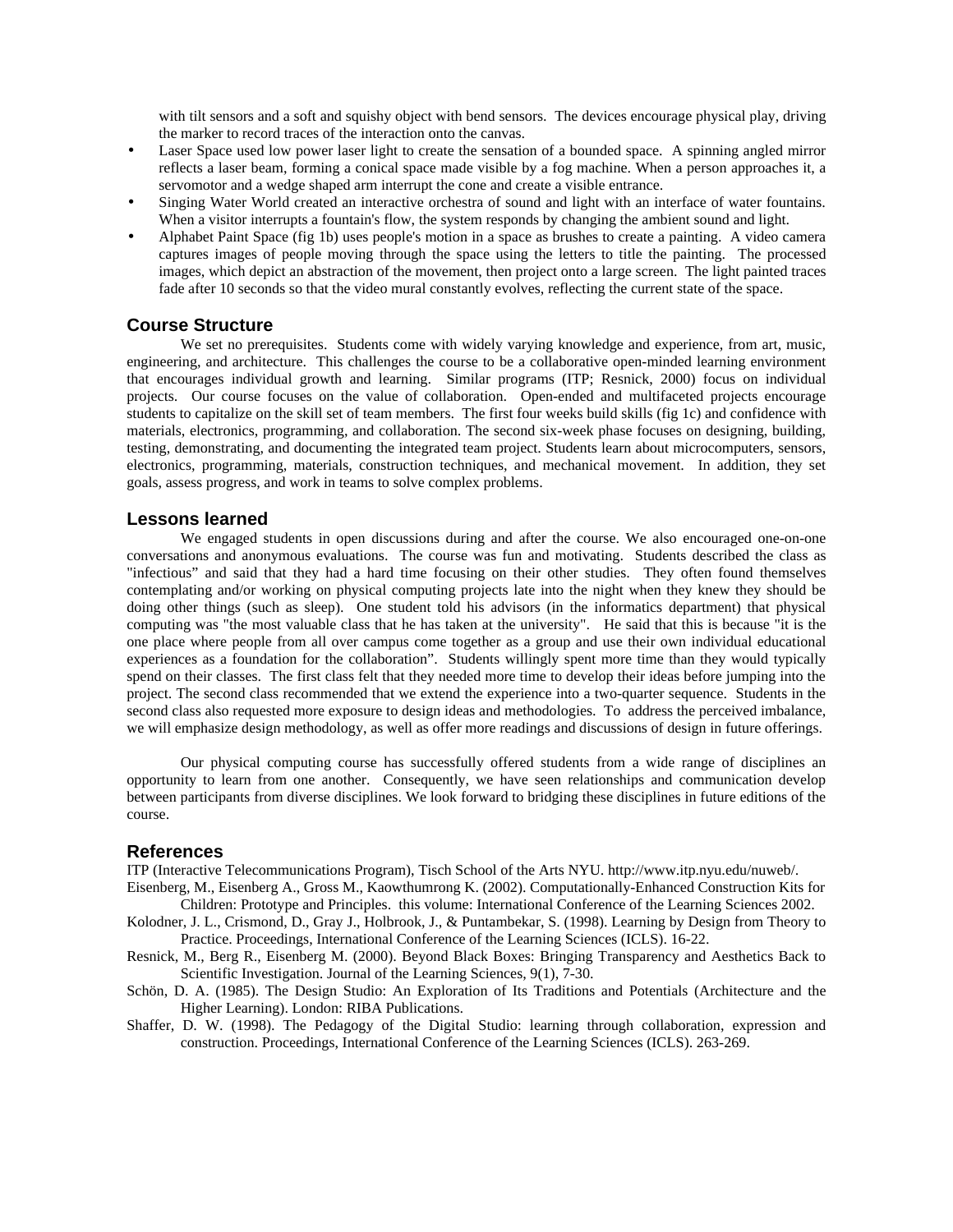with tilt sensors and a soft and squishy object with bend sensors. The devices encourage physical play, driving the marker to record traces of the interaction onto the canvas.

- Laser Space used low power laser light to create the sensation of a bounded space. A spinning angled mirror reflects a laser beam, forming a conical space made visible by a fog machine. When a person approaches it, a servomotor and a wedge shaped arm interrupt the cone and create a visible entrance.
- Singing Water World created an interactive orchestra of sound and light with an interface of water fountains. When a visitor interrupts a fountain's flow, the system responds by changing the ambient sound and light.
- Alphabet Paint Space (fig 1b) uses people's motion in a space as brushes to create a painting. A video camera captures images of people moving through the space using the letters to title the painting. The processed images, which depict an abstraction of the movement, then project onto a large screen. The light painted traces fade after 10 seconds so that the video mural constantly evolves, reflecting the current state of the space.

## Course Structure

We set no prerequisites. Students come with widely varying knowledge and experience, from art, music, engineering, and architecture. This challenges the course to be a collaborative open-minded learning environment that encourages individual growth and learning. Similar programs (ITP; Resnick, 2000) focus on individual projects. Our course focuses on the value of collaboration. Open-ended and multifaceted projects encourage students to capitalize on the skill set of team members. The first four weeks build skills (fig 1c) and confidence with materials, electronics, programming, and collaboration. The second six-week phase focuses on designing, building, testing, demonstrating, and documenting the integrated team project. Students learn about microcomputers, sensors, electronics, programming, materials, construction techniques, and mechanical movement. In addition, they set goals, assess progress, and work in teams to solve complex problems.

## Lessons learned

We engaged students in open discussions during and after the course. We also encouraged one-on-one conversations and anonymous evaluations. The course was fun and motivating. Students described the class as "infectious" and said that they had a hard time focusing on their other studies. They often found themselves contemplating and/or working on physical computing projects late into the night when they knew they should be doing other things (such as sleep). One student told his advisors (in the informatics department) that physical computing was "the most valuable class that he has taken at the university". He said that this is because "it is the one place where people from all over campus come together as a group and use their own individual educational experiences as a foundation for the collaboration". Students willingly spent more time than they would typically spend on their classes. The first class felt that they needed more time to develop their ideas before jumping into the project. The second class recommended that we extend the experience into a two-quarter sequence. Students in the second class also requested more exposure to design ideas and methodologies. To address the perceived imbalance, we will emphasize design methodology, as well as offer more readings and discussions of design in future offerings.

Our physical computing course has successfully offered students from a wide range of disciplines an opportunity to learn from one another. Consequently, we have seen relationships and communication develop between participants from diverse disciplines. We look forward to bridging these disciplines in future editions of the course.

## References

ITP (Interactive Telecommunications Program), Tisch School of the Arts NYU. http://www.itp.nyu.edu/nuweb/.

Eisenberg, M., Eisenberg A., Gross M., Kaowthumrong K. (2002). Computationally-Enhanced Construction Kits for Children: Prototype and Principles. this volume: International Conference of the Learning Sciences 2002.

Kolodner, J. L., Crismond, D., Gray J., Holbrook, J., & Puntambekar, S. (1998). Learning by Design from Theory to Practice. Proceedings, International Conference of the Learning Sciences (ICLS). 16-22.

Resnick, M., Berg R., Eisenberg M. (2000). Beyond Black Boxes: Bringing Transparency and Aesthetics Back to Scientific Investigation. Journal of the Learning Sciences, 9(1), 7-30.

Schön, D. A. (1985). The Design Studio: An Exploration of Its Traditions and Potentials (Architecture and the Higher Learning). London: RIBA Publications.

Shaffer, D. W. (1998). The Pedagogy of the Digital Studio: learning through collaboration, expression and construction. Proceedings, International Conference of the Learning Sciences (ICLS). 263-269.